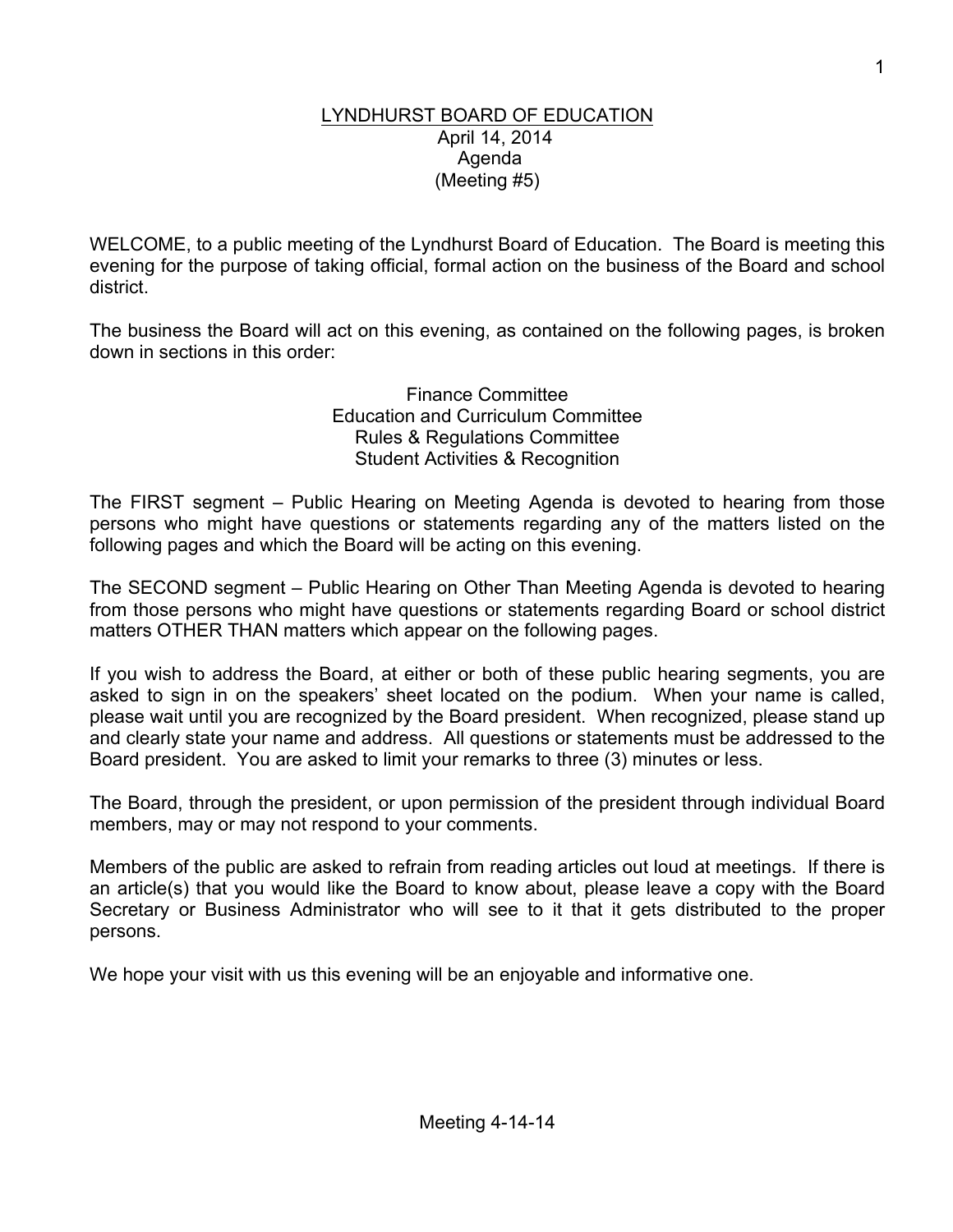# LYNDHURST BOARD OF EDUCATION

April 14, 2014
Agenda
(Meeting #5)

WELCOME, to a public meeting of the Lyndhurst Board of Education. The Board is meeting this evening for the purpose of taking official, formal action on the business of the Board and school district.

The business the Board will act on this evening, as contained on the following pages, is broken down in sections in this order:

Finance Committee
Education and Curriculum Committee
Rules & Regulations Committee
Student Activities & Recognition

The FIRST segment – Public Hearing on Meeting Agenda is devoted to hearing from those persons who might have questions or statements regarding any of the matters listed on the following pages and which the Board will be acting on this evening.

The SECOND segment – Public Hearing on Other Than Meeting Agenda is devoted to hearing from those persons who might have questions or statements regarding Board or school district matters OTHER THAN matters which appear on the following pages.

If you wish to address the Board, at either or both of these public hearing segments, you are asked to sign in on the speakers' sheet located on the podium. When your name is called, please wait until you are recognized by the Board president. When recognized, please stand up and clearly state your name and address. All questions or statements must be addressed to the Board president. You are asked to limit your remarks to three (3) minutes or less.

The Board, through the president, or upon permission of the president through individual Board members, may or may not respond to your comments.

Members of the public are asked to refrain from reading articles out loud at meetings. If there is an article(s) that you would like the Board to know about, please leave a copy with the Board Secretary or Business Administrator who will see to it that it gets distributed to the proper persons.

We hope your visit with us this evening will be an enjoyable and informative one.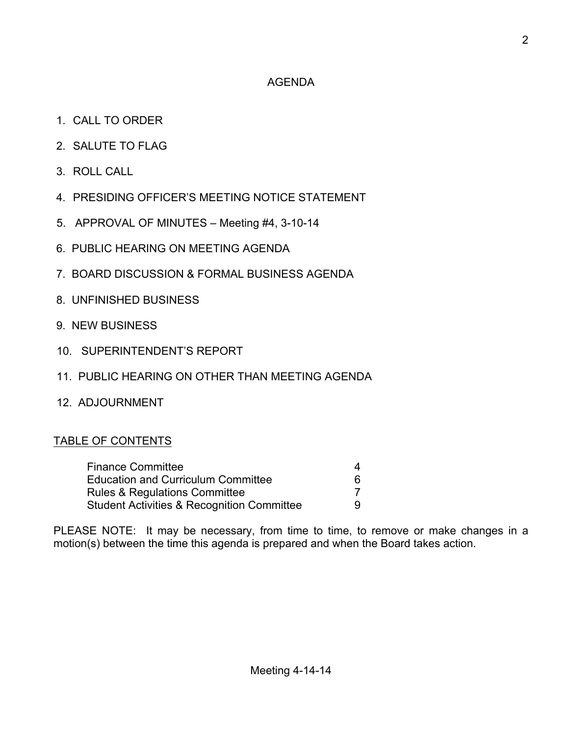# AGENDA

1. CALL TO ORDER
2. SALUTE TO FLAG
3. ROLL CALL
4. PRESIDING OFFICER'S MEETING NOTICE STATEMENT
5. APPROVAL OF MINUTES – Meeting #4, 3-10-14
6. PUBLIC HEARING ON MEETING AGENDA
7. BOARD DISCUSSION & FORMAL BUSINESS AGENDA
8. UNFINISHED BUSINESS
9. NEW BUSINESS
10. SUPERINTENDENT'S REPORT
11. PUBLIC HEARING ON OTHER THAN MEETING AGENDA
12. ADJOURNMENT

## TABLE OF CONTENTS

| | |
|---|---|
| Finance Committee | 4 |
| Education and Curriculum Committee | 6 |
| Rules & Regulations Committee | 7 |
| Student Activities & Recognition Committee | 9 |

PLEASE NOTE: It may be necessary, from time to time, to remove or make changes in a motion(s) between the time this agenda is prepared and when the Board takes action.

Meeting 4-14-14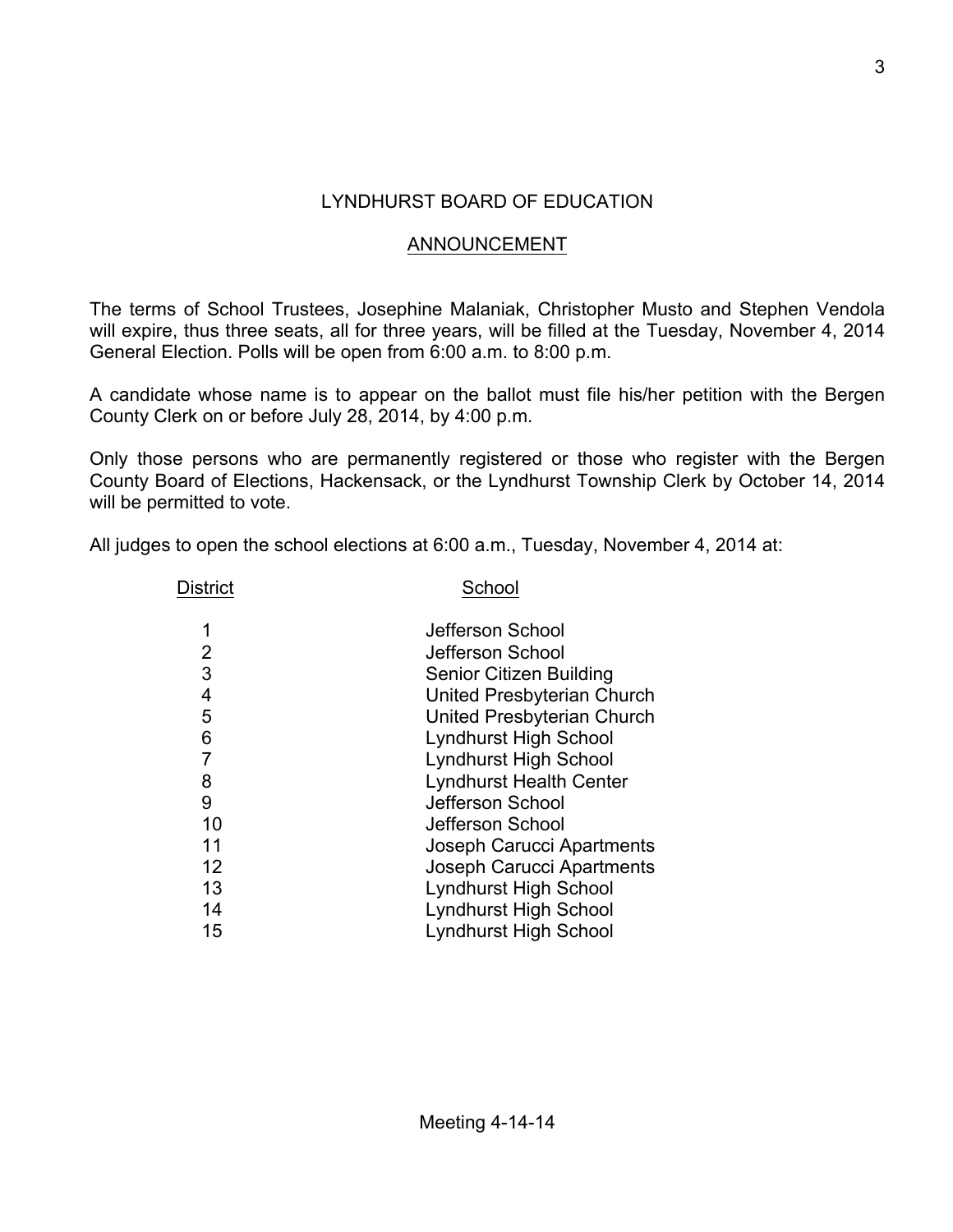# LYNDHURST BOARD OF EDUCATION

## ANNOUNCEMENT

The terms of School Trustees, Josephine Malaniak, Christopher Musto and Stephen Vendola will expire, thus three seats, all for three years, will be filled at the Tuesday, November 4, 2014 General Election. Polls will be open from 6:00 a.m. to 8:00 p.m.

A candidate whose name is to appear on the ballot must file his/her petition with the Bergen County Clerk on or before July 28, 2014, by 4:00 p.m.

Only those persons who are permanently registered or those who register with the Bergen County Board of Elections, Hackensack, or the Lyndhurst Township Clerk by October 14, 2014 will be permitted to vote.

All judges to open the school elections at 6:00 a.m., Tuesday, November 4, 2014 at:

| District | School |
|---|---|
| 1 | Jefferson School |
| 2 | Jefferson School |
| 3 | Senior Citizen Building |
| 4 | United Presbyterian Church |
| 5 | United Presbyterian Church |
| 6 | Lyndhurst High School |
| 7 | Lyndhurst High School |
| 8 | Lyndhurst Health Center |
| 9 | Jefferson School |
| 10 | Jefferson School |
| 11 | Joseph Carucci Apartments |
| 12 | Joseph Carucci Apartments |
| 13 | Lyndhurst High School |
| 14 | Lyndhurst High School |
| 15 | Lyndhurst High School |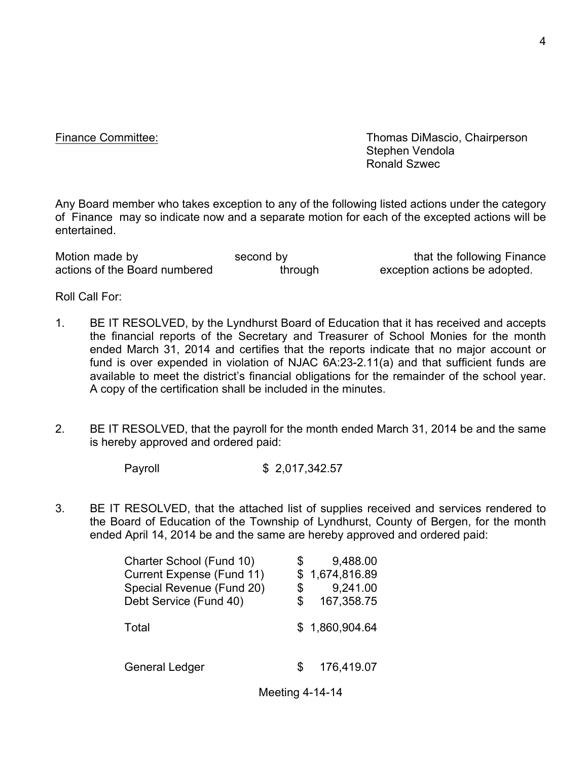Finance Committee: Thomas DiMascio, Chairperson
Stephen Vendola
Ronald Szwec

Any Board member who takes exception to any of the following listed actions under the category of Finance may so indicate now and a separate motion for each of the excepted actions will be entertained.

Motion made by second by that the following Finance actions of the Board numbered through exception actions be adopted.

Roll Call For:

1. BE IT RESOLVED, by the Lyndhurst Board of Education that it has received and accepts the financial reports of the Secretary and Treasurer of School Monies for the month ended March 31, 2014 and certifies that the reports indicate that no major account or fund is over expended in violation of NJAC 6A:23-2.11(a) and that sufficient funds are available to meet the district's financial obligations for the remainder of the school year. A copy of the certification shall be included in the minutes.

2. BE IT RESOLVED, that the payroll for the month ended March 31, 2014 be and the same is hereby approved and ordered paid:

| | |
|---|---|
| Payroll | $ 2,017,342.57 |

3. BE IT RESOLVED, that the attached list of supplies received and services rendered to the Board of Education of the Township of Lyndhurst, County of Bergen, for the month ended April 14, 2014 be and the same are hereby approved and ordered paid:

| | |
|---|---|
| Charter School (Fund 10) | $ 9,488.00 |
| Current Expense (Fund 11) | $ 1,674,816.89 |
| Special Revenue (Fund 20) | $ 9,241.00 |
| Debt Service (Fund 40) | $ 167,358.75 |
| Total | $ 1,860,904.64 |
| General Ledger | $ 176,419.07 |

Meeting 4-14-14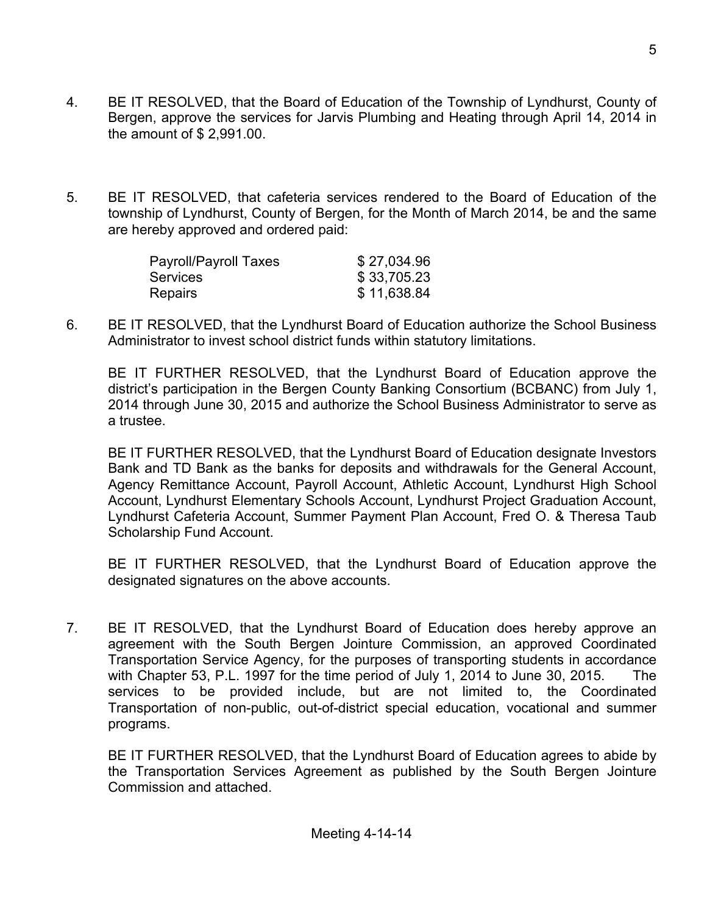4. BE IT RESOLVED, that the Board of Education of the Township of Lyndhurst, County of Bergen, approve the services for Jarvis Plumbing and Heating through April 14, 2014 in the amount of $ 2,991.00.

5. BE IT RESOLVED, that cafeteria services rendered to the Board of Education of the township of Lyndhurst, County of Bergen, for the Month of March 2014, be and the same are hereby approved and ordered paid:

| | |
|---|---|
| Payroll/Payroll Taxes | $ 27,034.96 |
| Services | $ 33,705.23 |
| Repairs | $ 11,638.84 |

6. BE IT RESOLVED, that the Lyndhurst Board of Education authorize the School Business Administrator to invest school district funds within statutory limitations.

   BE IT FURTHER RESOLVED, that the Lyndhurst Board of Education approve the district's participation in the Bergen County Banking Consortium (BCBANC) from July 1, 2014 through June 30, 2015 and authorize the School Business Administrator to serve as a trustee.

   BE IT FURTHER RESOLVED, that the Lyndhurst Board of Education designate Investors Bank and TD Bank as the banks for deposits and withdrawals for the General Account, Agency Remittance Account, Payroll Account, Athletic Account, Lyndhurst High School Account, Lyndhurst Elementary Schools Account, Lyndhurst Project Graduation Account, Lyndhurst Cafeteria Account, Summer Payment Plan Account, Fred O. & Theresa Taub Scholarship Fund Account.

   BE IT FURTHER RESOLVED, that the Lyndhurst Board of Education approve the designated signatures on the above accounts.

7. BE IT RESOLVED, that the Lyndhurst Board of Education does hereby approve an agreement with the South Bergen Jointure Commission, an approved Coordinated Transportation Service Agency, for the purposes of transporting students in accordance with Chapter 53, P.L. 1997 for the time period of July 1, 2014 to June 30, 2015. The services to be provided include, but are not limited to, the Coordinated Transportation of non-public, out-of-district special education, vocational and summer programs.

   BE IT FURTHER RESOLVED, that the Lyndhurst Board of Education agrees to abide by the Transportation Services Agreement as published by the South Bergen Jointure Commission and attached.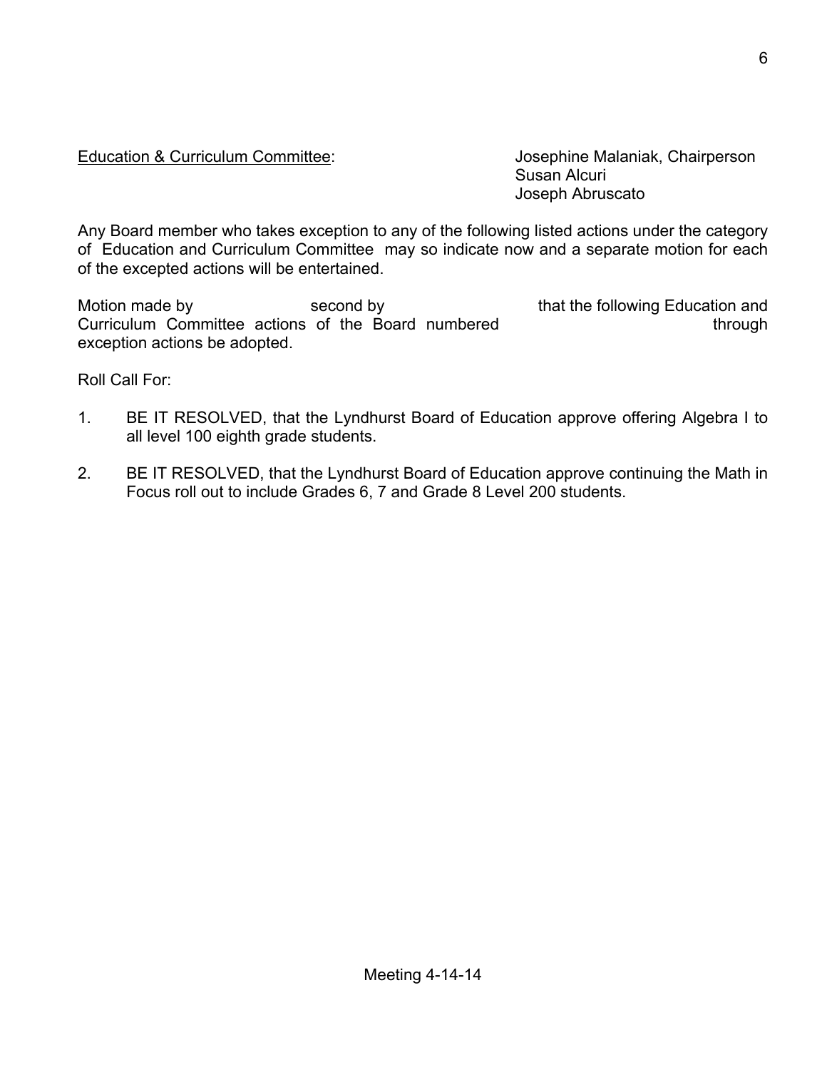Education & Curriculum Committee: Josephine Malaniak, Chairperson
Susan Alcuri
Joseph Abruscato

Any Board member who takes exception to any of the following listed actions under the category of Education and Curriculum Committee may so indicate now and a separate motion for each of the excepted actions will be entertained.

Motion made by second by that the following Education and Curriculum Committee actions of the Board numbered through exception actions be adopted.

Roll Call For:

1. BE IT RESOLVED, that the Lyndhurst Board of Education approve offering Algebra I to all level 100 eighth grade students.

2. BE IT RESOLVED, that the Lyndhurst Board of Education approve continuing the Math in Focus roll out to include Grades 6, 7 and Grade 8 Level 200 students.

Meeting 4-14-14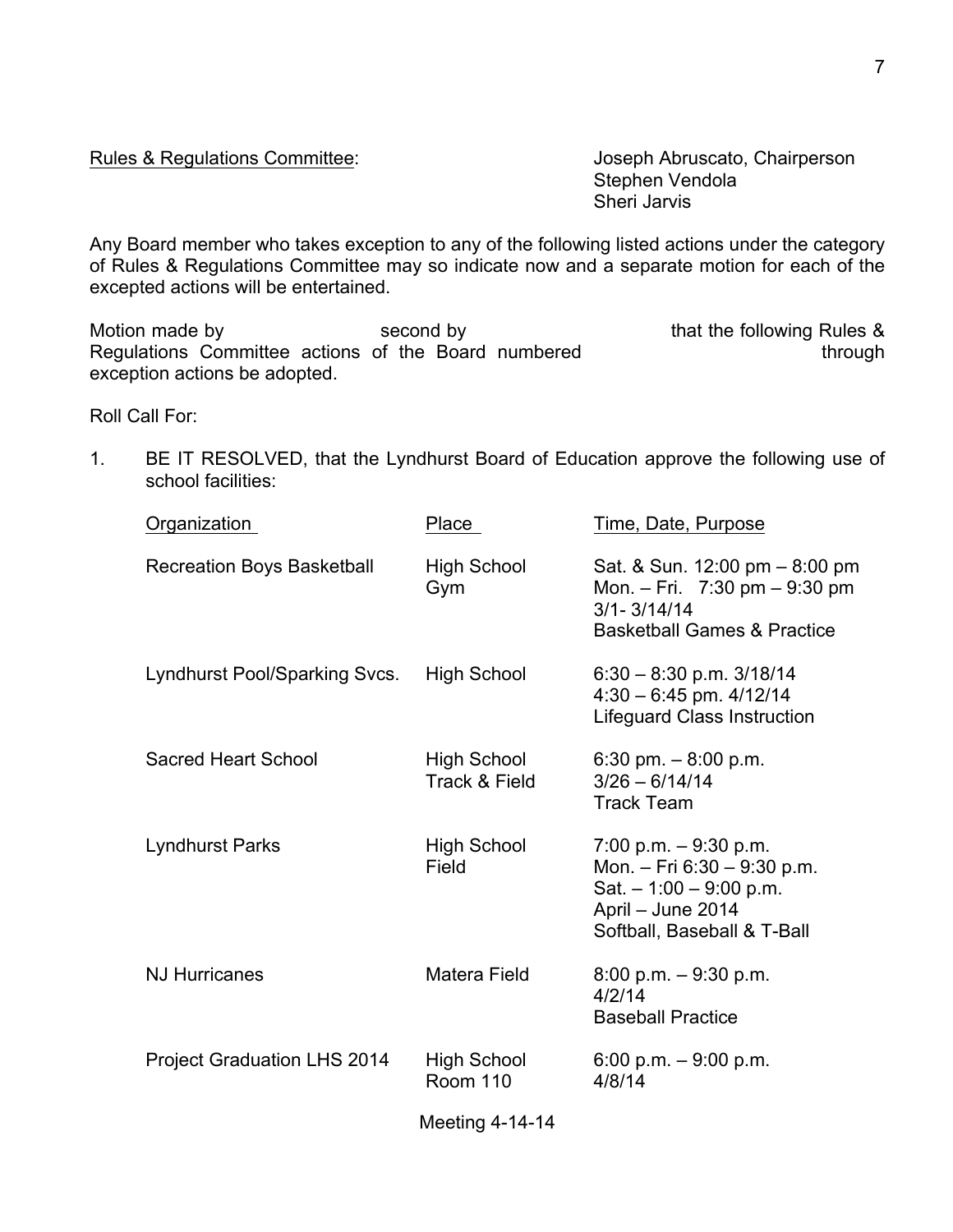Rules & Regulations Committee: Joseph Abruscato, Chairperson
Stephen Vendola
Sheri Jarvis

Any Board member who takes exception to any of the following listed actions under the category of Rules & Regulations Committee may so indicate now and a separate motion for each of the excepted actions will be entertained.

Motion made by second by that the following Rules & Regulations Committee actions of the Board numbered through exception actions be adopted.

Roll Call For:

1. BE IT RESOLVED, that the Lyndhurst Board of Education approve the following use of school facilities:

| Organization | Place | Time, Date, Purpose |
|---|---|---|
| Recreation Boys Basketball | High School Gym | Sat. & Sun. 12:00 pm – 8:00 pm<br>Mon. – Fri. 7:30 pm – 9:30 pm<br>3/1- 3/14/14<br>Basketball Games & Practice |
| Lyndhurst Pool/Sparking Svcs. | High School | 6:30 – 8:30 p.m. 3/18/14<br>4:30 – 6:45 pm. 4/12/14<br>Lifeguard Class Instruction |
| Sacred Heart School | High School Track & Field | 6:30 pm. – 8:00 p.m.<br>3/26 – 6/14/14<br>Track Team |
| Lyndhurst Parks | High School Field | 7:00 p.m. – 9:30 p.m.<br>Mon. – Fri 6:30 – 9:30 p.m.<br>Sat. – 1:00 – 9:00 p.m.<br>April – June 2014<br>Softball, Baseball & T-Ball |
| NJ Hurricanes | Matera Field | 8:00 p.m. – 9:30 p.m.<br>4/2/14<br>Baseball Practice |
| Project Graduation LHS 2014 | High School Room 110 | 6:00 p.m. – 9:00 p.m.<br>4/8/14 |

Meeting 4-14-14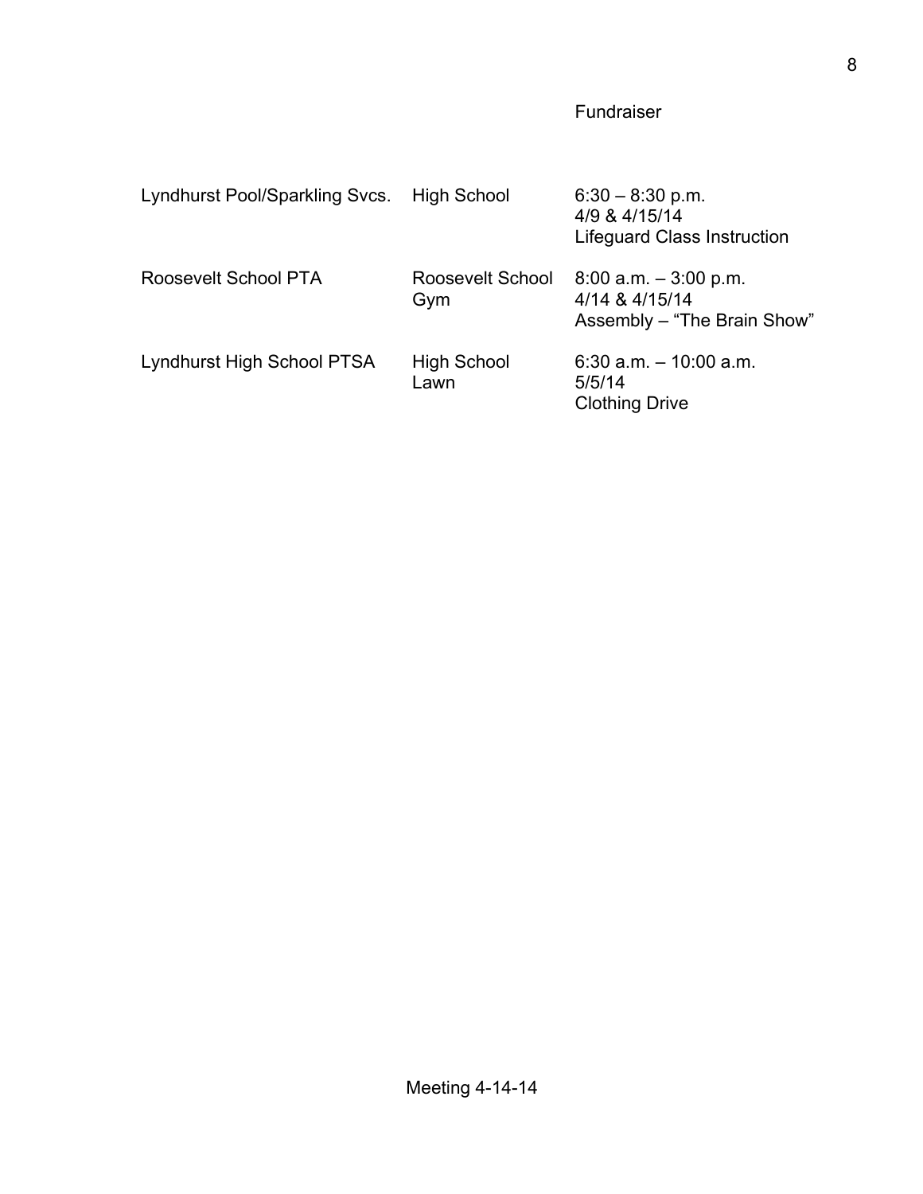| | | Fundraiser |
|---|---|---|
| Lyndhurst Pool/Sparkling Svcs. | High School | 6:30 – 8:30 p.m.<br>4/9 & 4/15/14<br>Lifeguard Class Instruction |
| Roosevelt School PTA | Roosevelt School Gym | 8:00 a.m. – 3:00 p.m.<br>4/14 & 4/15/14<br>Assembly – "The Brain Show" |
| Lyndhurst High School PTSA | High School Lawn | 6:30 a.m. – 10:00 a.m.<br>5/5/14<br>Clothing Drive |

Meeting 4-14-14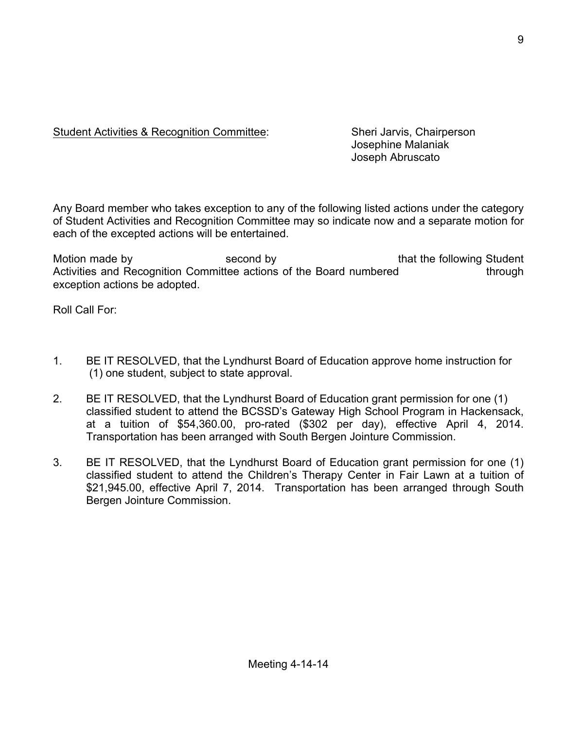Student Activities & Recognition Committee: Sheri Jarvis, Chairperson
Josephine Malaniak
Joseph Abruscato

Any Board member who takes exception to any of the following listed actions under the category of Student Activities and Recognition Committee may so indicate now and a separate motion for each of the excepted actions will be entertained.

Motion made by second by that the following Student Activities and Recognition Committee actions of the Board numbered through exception actions be adopted.

Roll Call For:

1. BE IT RESOLVED, that the Lyndhurst Board of Education approve home instruction for (1) one student, subject to state approval.

2. BE IT RESOLVED, that the Lyndhurst Board of Education grant permission for one (1) classified student to attend the BCSSD's Gateway High School Program in Hackensack, at a tuition of $54,360.00, pro-rated ($302 per day), effective April 4, 2014. Transportation has been arranged with South Bergen Jointure Commission.

3. BE IT RESOLVED, that the Lyndhurst Board of Education grant permission for one (1) classified student to attend the Children's Therapy Center in Fair Lawn at a tuition of $21,945.00, effective April 7, 2014. Transportation has been arranged through South Bergen Jointure Commission.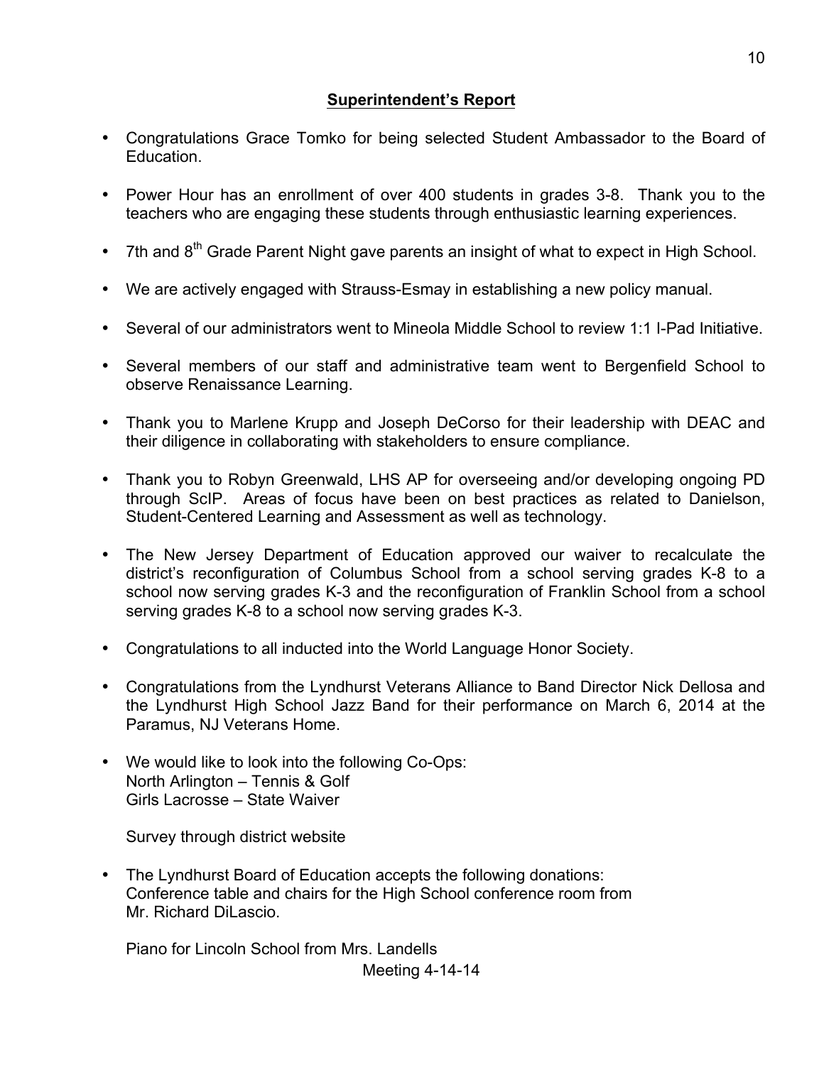## Superintendent's Report

- Congratulations Grace Tomko for being selected Student Ambassador to the Board of Education.

- Power Hour has an enrollment of over 400 students in grades 3-8. Thank you to the teachers who are engaging these students through enthusiastic learning experiences.

- 7th and 8th Grade Parent Night gave parents an insight of what to expect in High School.

- We are actively engaged with Strauss-Esmay in establishing a new policy manual.

- Several of our administrators went to Mineola Middle School to review 1:1 I-Pad Initiative.

- Several members of our staff and administrative team went to Bergenfield School to observe Renaissance Learning.

- Thank you to Marlene Krupp and Joseph DeCorso for their leadership with DEAC and their diligence in collaborating with stakeholders to ensure compliance.

- Thank you to Robyn Greenwald, LHS AP for overseeing and/or developing ongoing PD through ScIP. Areas of focus have been on best practices as related to Danielson, Student-Centered Learning and Assessment as well as technology.

- The New Jersey Department of Education approved our waiver to recalculate the district's reconfiguration of Columbus School from a school serving grades K-8 to a school now serving grades K-3 and the reconfiguration of Franklin School from a school serving grades K-8 to a school now serving grades K-3.

- Congratulations to all inducted into the World Language Honor Society.

- Congratulations from the Lyndhurst Veterans Alliance to Band Director Nick Dellosa and the Lyndhurst High School Jazz Band for their performance on March 6, 2014 at the Paramus, NJ Veterans Home.

- We would like to look into the following Co-Ops:
  North Arlington – Tennis & Golf
  Girls Lacrosse – State Waiver

  Survey through district website

- The Lyndhurst Board of Education accepts the following donations:
  Conference table and chairs for the High School conference room from Mr. Richard DiLascio.

  Piano for Lincoln School from Mrs. Landells

Meeting 4-14-14